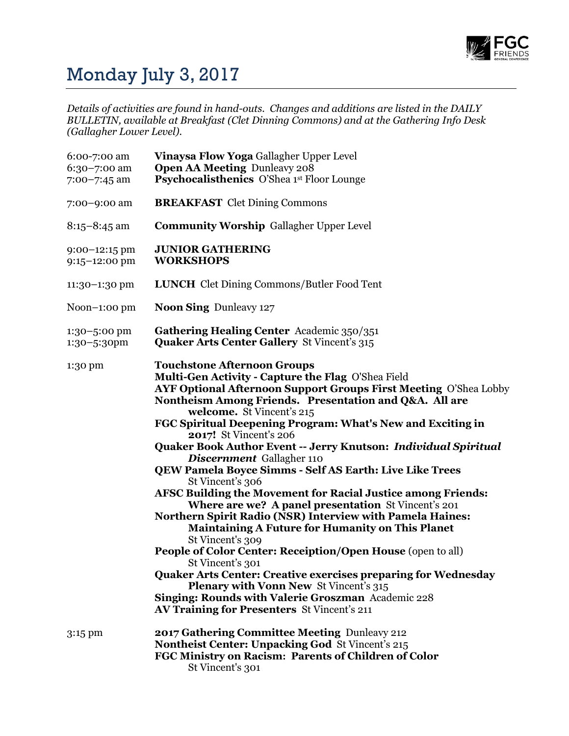# Monday July 3, 2017

*Details of activities are found in hand-outs. Changes and additions are listed in the DAILY BULLETIN, available at Breakfast (Clet Dinning Commons) and at the Gathering Info Desk (Gallagher Lower Level).*

| | |
|---|---|
| 6:00-7:00 am | **Vinaysa Flow Yoga** Gallagher Upper Level |
| 6:30–7:00 am | **Open AA Meeting** Dunleavy 208 |
| 7:00–7:45 am | **Psychocalisthenics** O'Shea 1st Floor Lounge |
| 7:00–9:00 am | **BREAKFAST** Clet Dining Commons |
| 8:15–8:45 am | **Community Worship** Gallagher Upper Level |
| 9:00–12:15 pm | **JUNIOR GATHERING** |
| 9:15–12:00 pm | **WORKSHOPS** |
| 11:30–1:30 pm | **LUNCH** Clet Dining Commons/Butler Food Tent |
| Noon–1:00 pm | **Noon Sing** Dunleavy 127 |
| 1:30–5:00 pm | **Gathering Healing Center** Academic 350/351 |
| 1:30–5:30pm | **Quaker Arts Center Gallery** St Vincent's 315 |
| 1:30 pm | **Touchstone Afternoon Groups** |
| | **Multi-Gen Activity - Capture the Flag** O'Shea Field |
| | **AYF Optional Afternoon Support Groups First Meeting** O'Shea Lobby |
| | **Nontheism Among Friends. Presentation and Q&A. All are welcome.** St Vincent's 215 |
| | **FGC Spiritual Deepening Program: What's New and Exciting in 2017!** St Vincent's 206 |
| | **Quaker Book Author Event -- Jerry Knutson: *Individual Spiritual Discernment*** Gallagher 110 |
| | **QEW Pamela Boyce Simms - Self AS Earth: Live Like Trees** St Vincent's 306 |
| | **AFSC Building the Movement for Racial Justice among Friends: Where are we? A panel presentation** St Vincent's 201 |
| | **Northern Spirit Radio (NSR) Interview with Pamela Haines: Maintaining A Future for Humanity on This Planet** St Vincent's 309 |
| | **People of Color Center: Receiption/Open House** (open to all) St Vincent's 301 |
| | **Quaker Arts Center: Creative exercises preparing for Wednesday Plenary with Vonn New** St Vincent's 315 |
| | **Singing: Rounds with Valerie Groszman** Academic 228 |
| | **AV Training for Presenters** St Vincent's 211 |
| 3:15 pm | **2017 Gathering Committee Meeting** Dunleavy 212 |
| | **Nontheist Center: Unpacking God** St Vincent's 215 |
| | **FGC Ministry on Racism: Parents of Children of Color** St Vincent's 301 |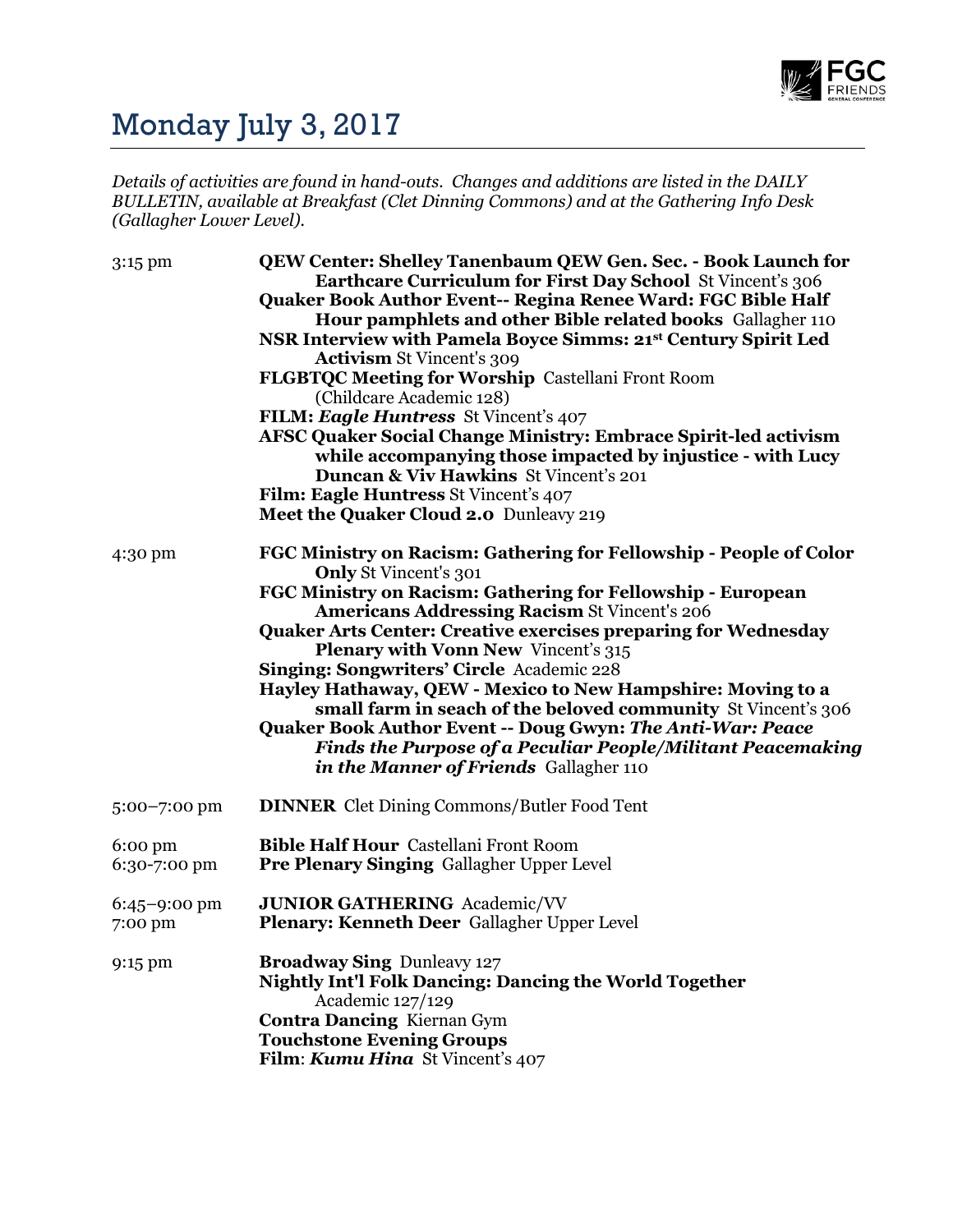# Monday July 3, 2017

*Details of activities are found in hand-outs. Changes and additions are listed in the DAILY BULLETIN, available at Breakfast (Clet Dinning Commons) and at the Gathering Info Desk (Gallagher Lower Level).*

| | |
|---|---|
| 3:15 pm | **QEW Center: Shelley Tanenbaum QEW Gen. Sec. - Book Launch for Earthcare Curriculum for First Day School** St Vincent's 306 |
| | **Quaker Book Author Event-- Regina Renee Ward: FGC Bible Half Hour pamphlets and other Bible related books** Gallagher 110 |
| | **NSR Interview with Pamela Boyce Simms: 21st Century Spirit Led Activism** St Vincent's 309 |
| | **FLGBTQC Meeting for Worship** Castellani Front Room (Childcare Academic 128) |
| | **FILM: *Eagle Huntress*** St Vincent's 407 |
| | **AFSC Quaker Social Change Ministry: Embrace Spirit-led activism while accompanying those impacted by injustice - with Lucy Duncan & Viv Hawkins** St Vincent's 201 |
| | **Film: Eagle Huntress** St Vincent's 407 |
| | **Meet the Quaker Cloud 2.0** Dunleavy 219 |
| 4:30 pm | **FGC Ministry on Racism: Gathering for Fellowship - People of Color Only** St Vincent's 301 |
| | **FGC Ministry on Racism: Gathering for Fellowship - European Americans Addressing Racism** St Vincent's 206 |
| | **Quaker Arts Center: Creative exercises preparing for Wednesday Plenary with Vonn New** Vincent's 315 |
| | **Singing: Songwriters' Circle** Academic 228 |
| | **Hayley Hathaway, QEW - Mexico to New Hampshire: Moving to a small farm in seach of the beloved community** St Vincent's 306 |
| | **Quaker Book Author Event -- Doug Gwyn: *The Anti-War: Peace Finds the Purpose of a Peculiar People/Militant Peacemaking in the Manner of Friends*** Gallagher 110 |
| 5:00–7:00 pm | **DINNER** Clet Dining Commons/Butler Food Tent |
| 6:00 pm | **Bible Half Hour** Castellani Front Room |
| 6:30-7:00 pm | **Pre Plenary Singing** Gallagher Upper Level |
| 6:45–9:00 pm | **JUNIOR GATHERING** Academic/VV |
| 7:00 pm | **Plenary: Kenneth Deer** Gallagher Upper Level |
| 9:15 pm | **Broadway Sing** Dunleavy 127 |
| | **Nightly Int'l Folk Dancing: Dancing the World Together** Academic 127/129 |
| | **Contra Dancing** Kiernan Gym |
| | **Touchstone Evening Groups** |
| | **Film**: ***Kumu Hina*** St Vincent's 407 |